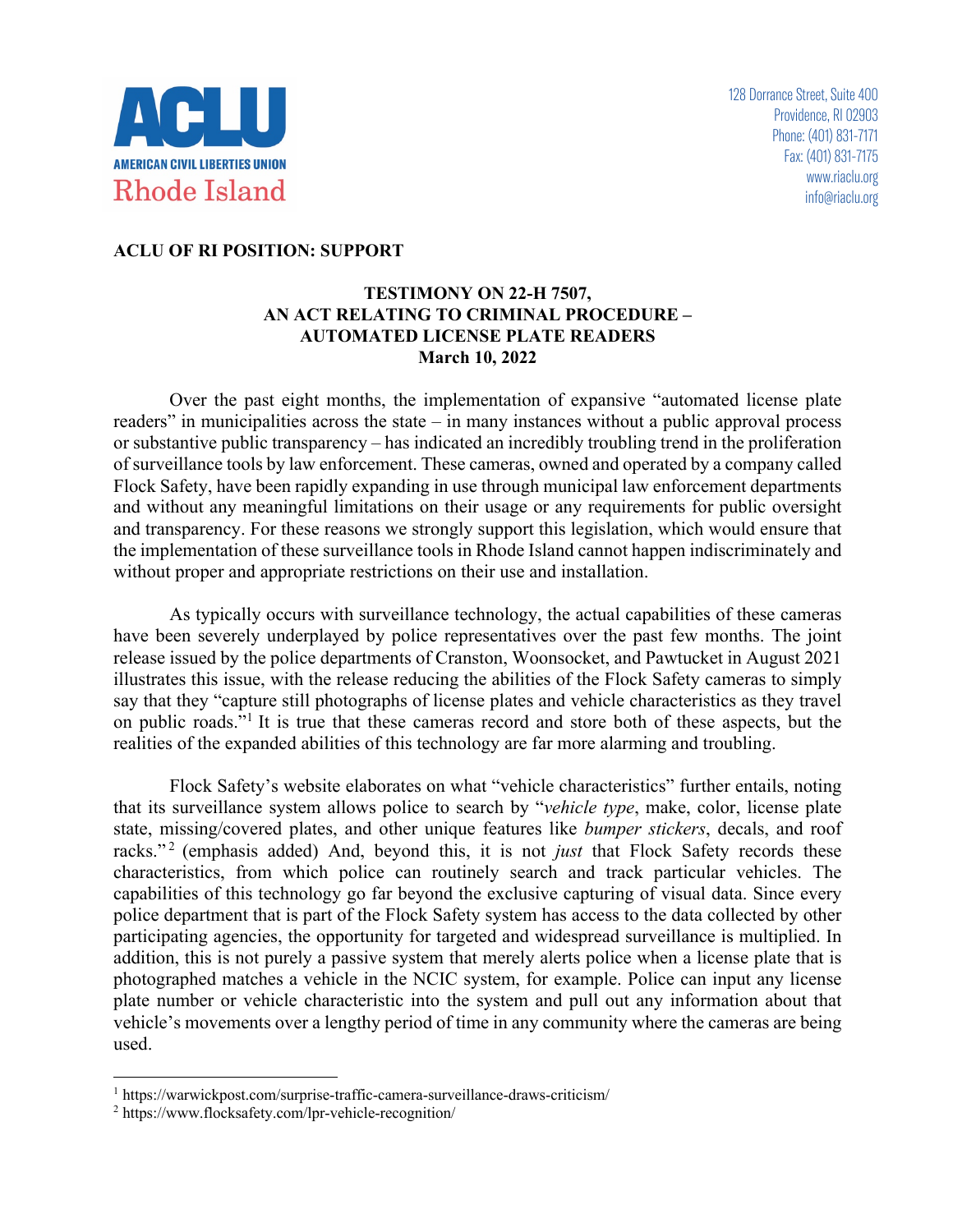**ACLU**
**AMERICAN CIVIL LIBERTIES UNION**
**Rhode Island**

128 Dorrance Street, Suite 400
Providence, RI 02903
Phone: (401) 831-7171
Fax: (401) 831-7175
www.riaclu.org
info@riaclu.org

**ACLU OF RI POSITION: SUPPORT**

**TESTIMONY ON 22-H 7507,**
**AN ACT RELATING TO CRIMINAL PROCEDURE –**
**AUTOMATED LICENSE PLATE READERS**
**March 10, 2022**

Over the past eight months, the implementation of expansive "automated license plate readers" in municipalities across the state – in many instances without a public approval process or substantive public transparency – has indicated an incredibly troubling trend in the proliferation of surveillance tools by law enforcement. These cameras, owned and operated by a company called Flock Safety, have been rapidly expanding in use through municipal law enforcement departments and without any meaningful limitations on their usage or any requirements for public oversight and transparency. For these reasons we strongly support this legislation, which would ensure that the implementation of these surveillance tools in Rhode Island cannot happen indiscriminately and without proper and appropriate restrictions on their use and installation.

As typically occurs with surveillance technology, the actual capabilities of these cameras have been severely underplayed by police representatives over the past few months. The joint release issued by the police departments of Cranston, Woonsocket, and Pawtucket in August 2021 illustrates this issue, with the release reducing the abilities of the Flock Safety cameras to simply say that they "capture still photographs of license plates and vehicle characteristics as they travel on public roads."[1] It is true that these cameras record and store both of these aspects, but the realities of the expanded abilities of this technology are far more alarming and troubling.

Flock Safety's website elaborates on what "vehicle characteristics" further entails, noting that its surveillance system allows police to search by "*vehicle type*, make, color, license plate state, missing/covered plates, and other unique features like *bumper stickers*, decals, and roof racks."[2] (emphasis added) And, beyond this, it is not *just* that Flock Safety records these characteristics, from which police can routinely search and track particular vehicles. The capabilities of this technology go far beyond the exclusive capturing of visual data. Since every police department that is part of the Flock Safety system has access to the data collected by other participating agencies, the opportunity for targeted and widespread surveillance is multiplied. In addition, this is not purely a passive system that merely alerts police when a license plate that is photographed matches a vehicle in the NCIC system, for example. Police can input any license plate number or vehicle characteristic into the system and pull out any information about that vehicle's movements over a lengthy period of time in any community where the cameras are being used.

---

[1] https://warwickpost.com/surprise-traffic-camera-surveillance-draws-criticism/
[2] https://www.flocksafety.com/lpr-vehicle-recognition/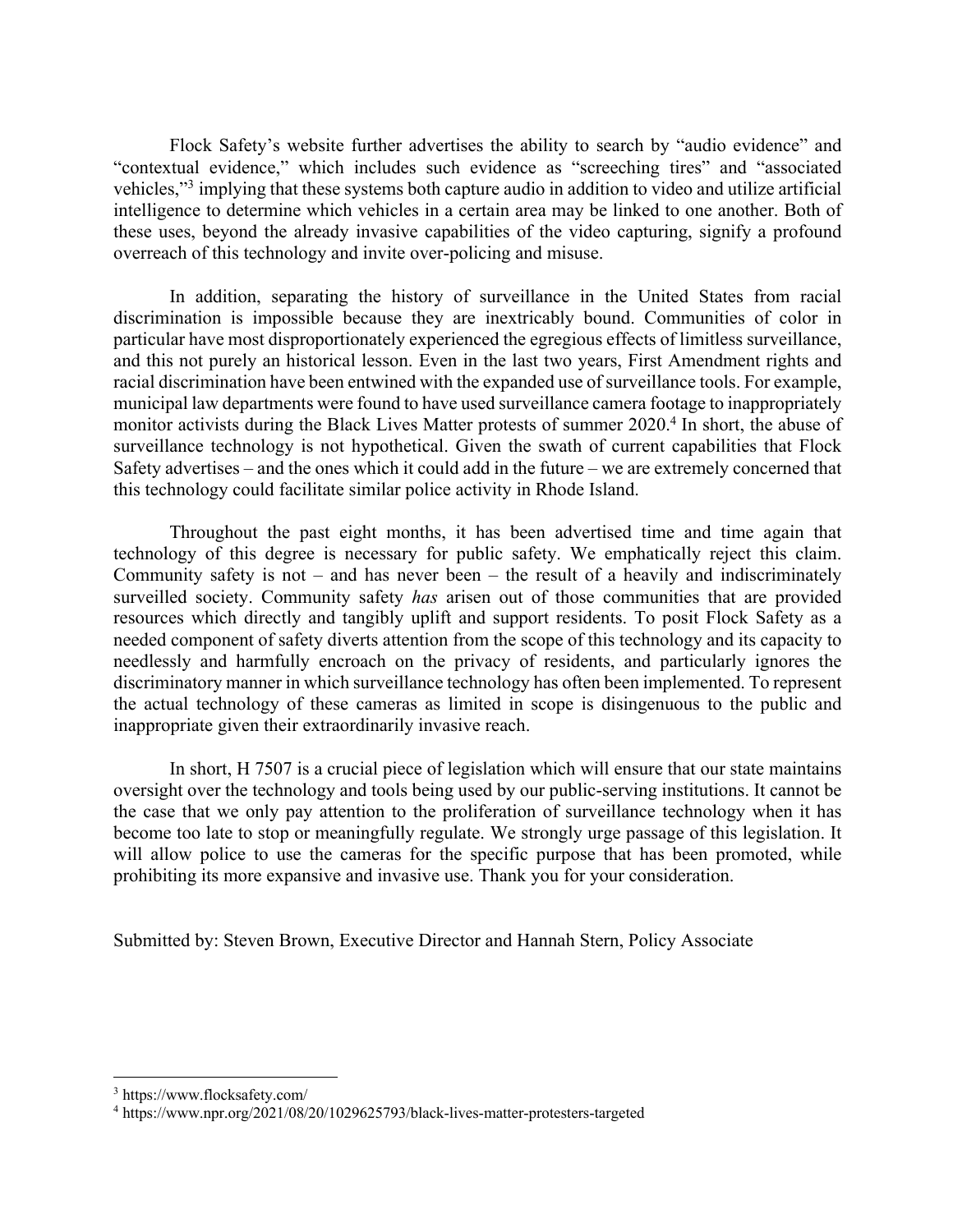Flock Safety's website further advertises the ability to search by "audio evidence" and "contextual evidence," which includes such evidence as "screeching tires" and "associated vehicles,"[3] implying that these systems both capture audio in addition to video and utilize artificial intelligence to determine which vehicles in a certain area may be linked to one another. Both of these uses, beyond the already invasive capabilities of the video capturing, signify a profound overreach of this technology and invite over-policing and misuse.

In addition, separating the history of surveillance in the United States from racial discrimination is impossible because they are inextricably bound. Communities of color in particular have most disproportionately experienced the egregious effects of limitless surveillance, and this not purely an historical lesson. Even in the last two years, First Amendment rights and racial discrimination have been entwined with the expanded use of surveillance tools. For example, municipal law departments were found to have used surveillance camera footage to inappropriately monitor activists during the Black Lives Matter protests of summer 2020.[4] In short, the abuse of surveillance technology is not hypothetical. Given the swath of current capabilities that Flock Safety advertises – and the ones which it could add in the future – we are extremely concerned that this technology could facilitate similar police activity in Rhode Island.

Throughout the past eight months, it has been advertised time and time again that technology of this degree is necessary for public safety. We emphatically reject this claim. Community safety is not – and has never been – the result of a heavily and indiscriminately surveilled society. Community safety *has* arisen out of those communities that are provided resources which directly and tangibly uplift and support residents. To posit Flock Safety as a needed component of safety diverts attention from the scope of this technology and its capacity to needlessly and harmfully encroach on the privacy of residents, and particularly ignores the discriminatory manner in which surveillance technology has often been implemented. To represent the actual technology of these cameras as limited in scope is disingenuous to the public and inappropriate given their extraordinarily invasive reach.

In short, H 7507 is a crucial piece of legislation which will ensure that our state maintains oversight over the technology and tools being used by our public-serving institutions. It cannot be the case that we only pay attention to the proliferation of surveillance technology when it has become too late to stop or meaningfully regulate. We strongly urge passage of this legislation. It will allow police to use the cameras for the specific purpose that has been promoted, while prohibiting its more expansive and invasive use. Thank you for your consideration.

Submitted by: Steven Brown, Executive Director and Hannah Stern, Policy Associate

---

[3] https://www.flocksafety.com/

[4] https://www.npr.org/2021/08/20/1029625793/black-lives-matter-protesters-targeted